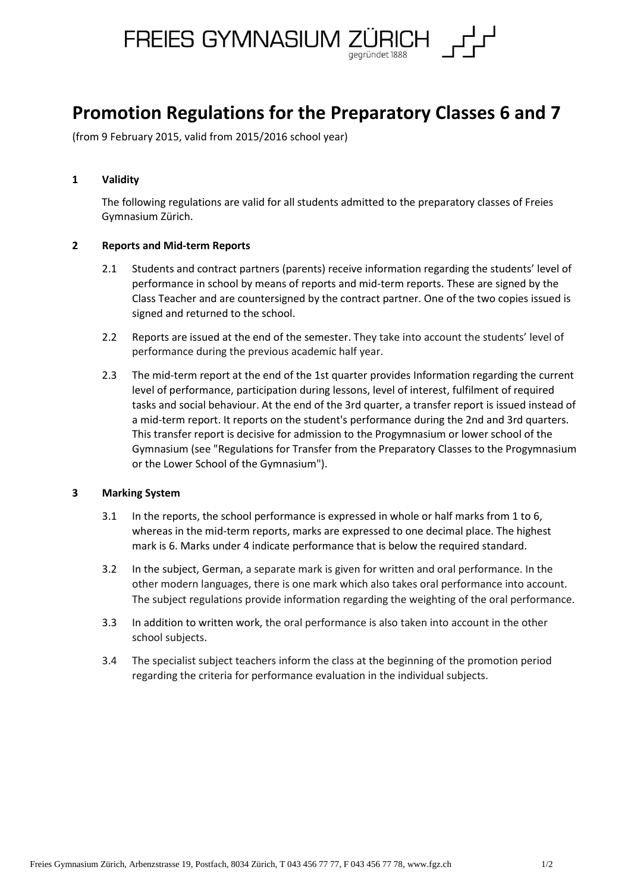FREIES GYMNASIUM ZÜRICH
gegründet 1888

# Promotion Regulations for the Preparatory Classes 6 and 7

(from 9 February 2015, valid from 2015/2016 school year)

## 1 Validity

The following regulations are valid for all students admitted to the preparatory classes of Freies Gymnasium Zürich.

## 2 Reports and Mid-term Reports

2.1 Students and contract partners (parents) receive information regarding the students' level of performance in school by means of reports and mid-term reports. These are signed by the Class Teacher and are countersigned by the contract partner. One of the two copies issued is signed and returned to the school.

2.2 Reports are issued at the end of the semester. They take into account the students' level of performance during the previous academic half year.

2.3 The mid-term report at the end of the 1st quarter provides Information regarding the current level of performance, participation during lessons, level of interest, fulfilment of required tasks and social behaviour. At the end of the 3rd quarter, a transfer report is issued instead of a mid-term report. It reports on the student's performance during the 2nd and 3rd quarters. This transfer report is decisive for admission to the Progymnasium or lower school of the Gymnasium (see "Regulations for Transfer from the Preparatory Classes to the Progymnasium or the Lower School of the Gymnasium").

## 3 Marking System

3.1 In the reports, the school performance is expressed in whole or half marks from 1 to 6, whereas in the mid-term reports, marks are expressed to one decimal place. The highest mark is 6. Marks under 4 indicate performance that is below the required standard.

3.2 In the subject, German, a separate mark is given for written and oral performance. In the other modern languages, there is one mark which also takes oral performance into account. The subject regulations provide information regarding the weighting of the oral performance.

3.3 In addition to written work, the oral performance is also taken into account in the other school subjects.

3.4 The specialist subject teachers inform the class at the beginning of the promotion period regarding the criteria for performance evaluation in the individual subjects.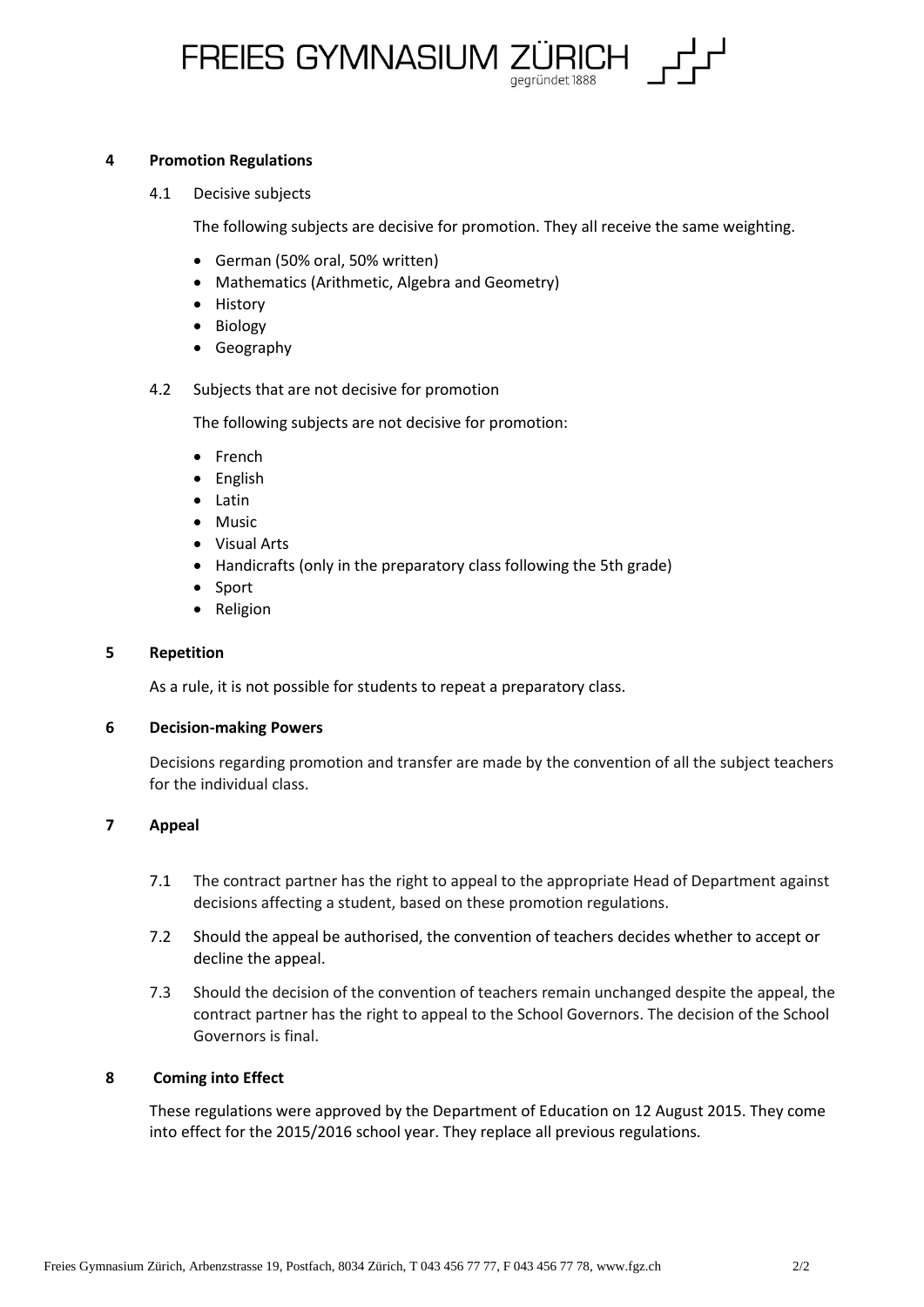## 4 Promotion Regulations

### 4.1 Decisive subjects

The following subjects are decisive for promotion. They all receive the same weighting.

- German (50% oral, 50% written)
- Mathematics (Arithmetic, Algebra and Geometry)
- History
- Biology
- Geography

### 4.2 Subjects that are not decisive for promotion

The following subjects are not decisive for promotion:

- French
- English
- Latin
- Music
- Visual Arts
- Handicrafts (only in the preparatory class following the 5th grade)
- Sport
- Religion

## 5 Repetition

As a rule, it is not possible for students to repeat a preparatory class.

## 6 Decision-making Powers

Decisions regarding promotion and transfer are made by the convention of all the subject teachers for the individual class.

## 7 Appeal

7.1 The contract partner has the right to appeal to the appropriate Head of Department against decisions affecting a student, based on these promotion regulations.

7.2 Should the appeal be authorised, the convention of teachers decides whether to accept or decline the appeal.

7.3 Should the decision of the convention of teachers remain unchanged despite the appeal, the contract partner has the right to appeal to the School Governors. The decision of the School Governors is final.

## 8 Coming into Effect

These regulations were approved by the Department of Education on 12 August 2015. They come into effect for the 2015/2016 school year. They replace all previous regulations.